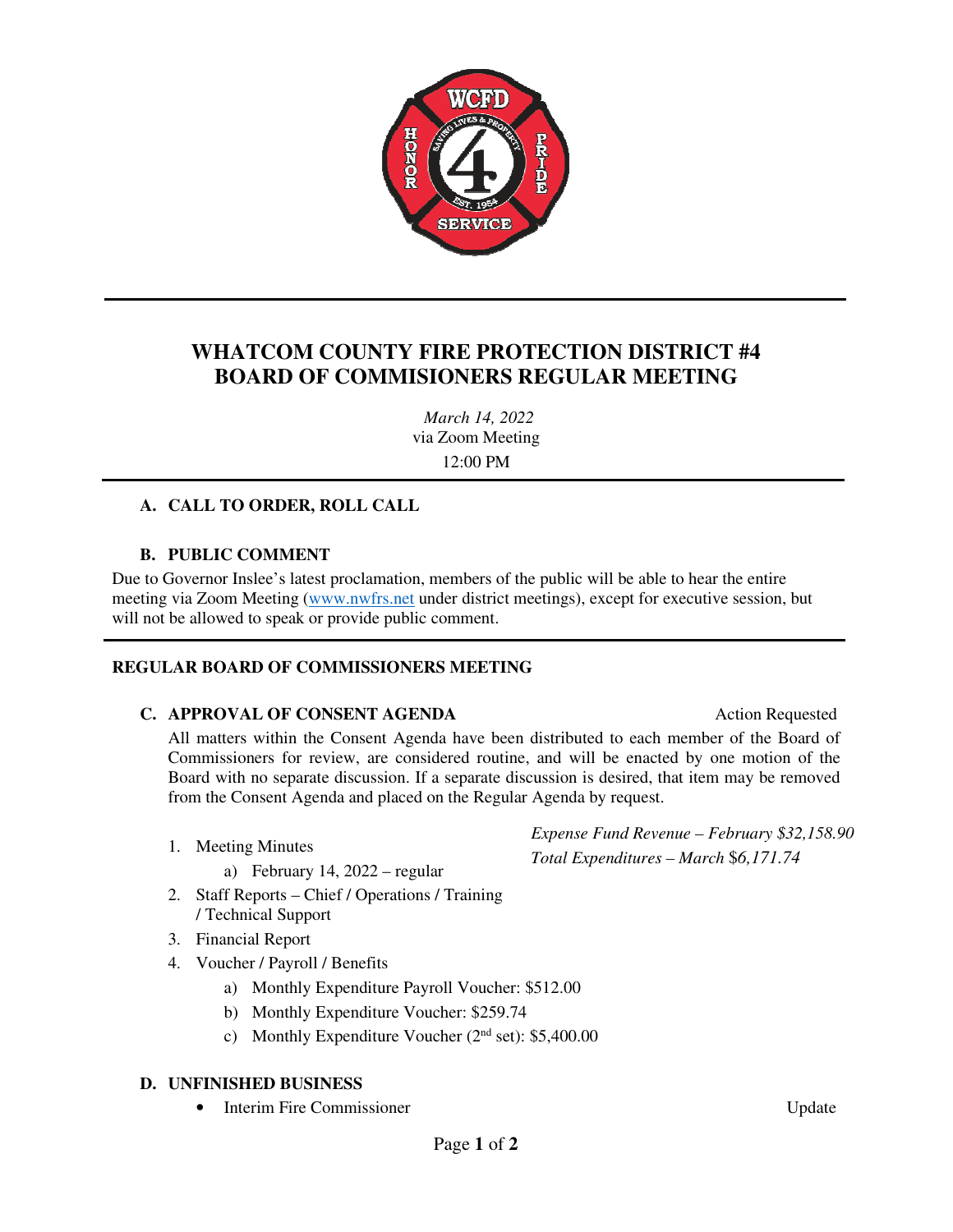# WHATCOM COUNTY FIRE PROTECTION DISTRICT #4
# BOARD OF COMMISIONERS REGULAR MEETING

*March 14, 2022*
via Zoom Meeting
12:00 PM

---

### A. CALL TO ORDER, ROLL CALL

### B. PUBLIC COMMENT

Due to Governor Inslee's latest proclamation, members of the public will be able to hear the entire meeting via Zoom Meeting (www.nwfrs.net under district meetings), except for executive session, but will not be allowed to speak or provide public comment.

---

**REGULAR BOARD OF COMMISSIONERS MEETING**

### C. APPROVAL OF CONSENT AGENDA — Action Requested

All matters within the Consent Agenda have been distributed to each member of the Board of Commissioners for review, are considered routine, and will be enacted by one motion of the Board with no separate discussion. If a separate discussion is desired, that item may be removed from the Consent Agenda and placed on the Regular Agenda by request.

*Expense Fund Revenue – February $32,158.90*
*Total Expenditures – March $6,171.74*

1. Meeting Minutes
   a) February 14, 2022 – regular
2. Staff Reports – Chief / Operations / Training / Technical Support
3. Financial Report
4. Voucher / Payroll / Benefits
   a) Monthly Expenditure Payroll Voucher: $512.00
   b) Monthly Expenditure Voucher: $259.74
   c) Monthly Expenditure Voucher (2nd set): $5,400.00

### D. UNFINISHED BUSINESS

- Interim Fire Commissioner — Update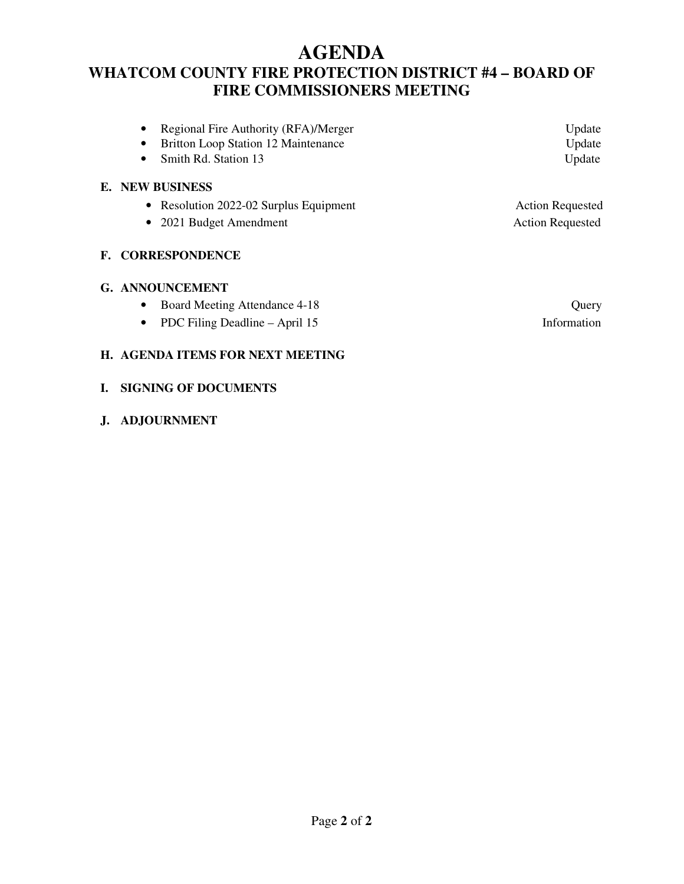# AGENDA

## WHATCOM COUNTY FIRE PROTECTION DISTRICT #4 – BOARD OF FIRE COMMISSIONERS MEETING

- Regional Fire Authority (RFA)/Merger — Update
- Britton Loop Station 12 Maintenance — Update
- Smith Rd. Station 13 — Update

**E. NEW BUSINESS**

- Resolution 2022-02 Surplus Equipment — Action Requested
- 2021 Budget Amendment — Action Requested

**F. CORRESPONDENCE**

**G. ANNOUNCEMENT**

- Board Meeting Attendance 4-18 — Query
- PDC Filing Deadline – April 15 — Information

**H. AGENDA ITEMS FOR NEXT MEETING**

**I. SIGNING OF DOCUMENTS**

**J. ADJOURNMENT**